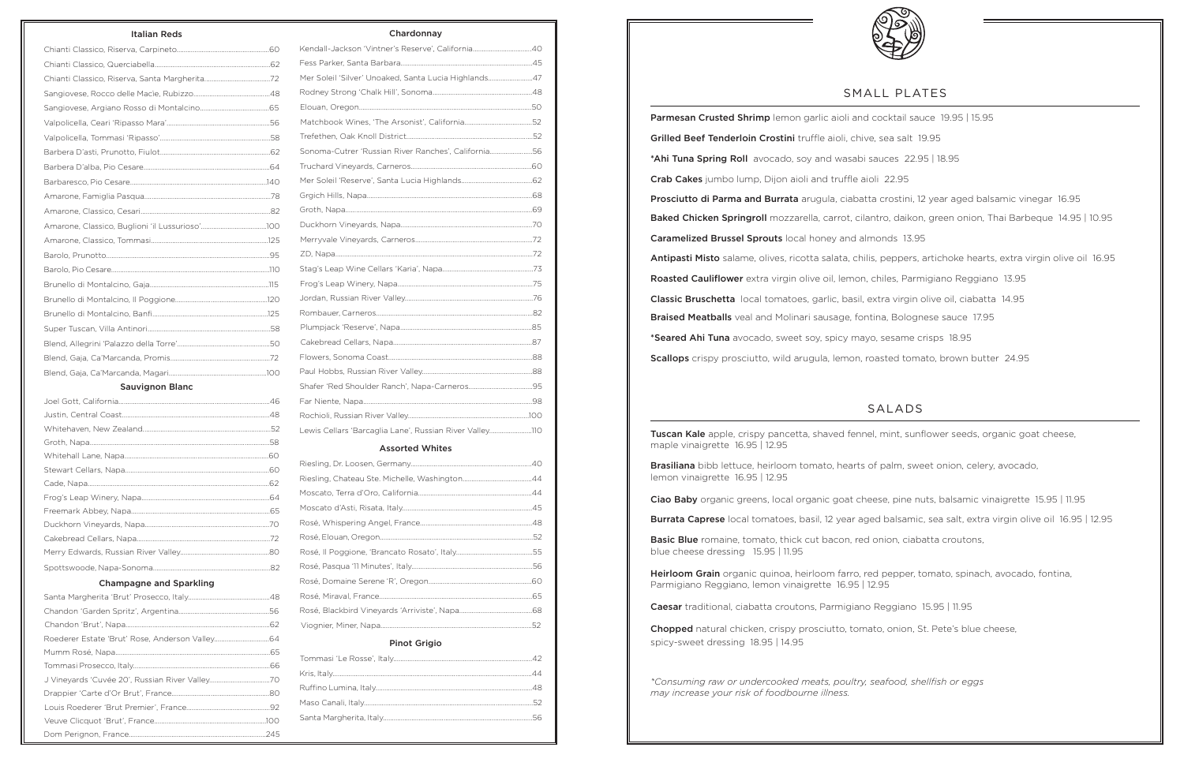## Italian Reds

- Chianti Classico, Riserva, Carpineto....60
- Chianti Classico, Querciabella....62
- Chianti Classico, Riserva, Santa Margherita....72
- Sangiovese, Rocco delle Macie, Rubizzo....48
- Sangiovese, Argiano Rosso di Montalcino....65
- Valpolicella, Ceari 'Ripasso Mara'....56
- Valpolicella, Tommasi 'Ripasso'....58
- Barbera D'asti, Prunotto, Fiulot....62
- Barbera D'alba, Pio Cesare....64
- Barbaresco, Pio Cesare....140
- Amarone, Famiglia Pasqua....78
- Amarone, Classico, Cesari....82
- Amarone, Classico, Buglioni 'il Lussurioso'....100
- Amarone, Classico, Tommasi....125
- Barolo, Prunotto....95
- Barolo, Pio Cesare....110
- Brunello di Montalcino, Gaja....115
- Brunello di Montalcino, Il Poggione....120
- Brunello di Montalcino, Banfi....125
- Super Tuscan, Villa Antinori....58
- Blend, Allegrini 'Palazzo della Torre'....50
- Blend, Gaja, Ca'Marcanda, Promis....72
- Blend, Gaja, Ca'Marcanda, Magari....100

## Sauvignon Blanc

- Joel Gott, California....46
- Justin, Central Coast....48
- Whitehaven, New Zealand....52
- Groth, Napa....58
- Whitehall Lane, Napa....60
- Stewart Cellars, Napa....60
- Cade, Napa....62
- Frog's Leap Winery, Napa....64
- Freemark Abbey, Napa....65
- Duckhorn Vineyards, Napa....70
- Cakebread Cellars, Napa....72
- Merry Edwards, Russian River Valley....80
- Spottswoode, Napa-Sonoma....82

## Champagne and Sparkling

- Santa Margherita 'Brut' Prosecco, Italy....48
- Chandon 'Garden Spritz', Argentina....56
- Chandon 'Brut', Napa....62
- Roederer Estate 'Brut' Rose, Anderson Valley....64
- Mumm Rosé, Napa....65
- Tommasi Prosecco, Italy....66
- J Vineyards 'Cuvée 20', Russian River Valley....70
- Drappier 'Carte d'Or Brut', France....80
- Louis Roederer 'Brut Premier', France....92
- Veuve Clicquot 'Brut', France....100
- Dom Perignon, France....245

## Chardonnay

- Kendall-Jackson 'Vintner's Reserve', California....40
- Fess Parker, Santa Barbara....45
- Mer Soleil 'Silver' Unoaked, Santa Lucia Highlands....47
- Rodney Strong 'Chalk Hill', Sonoma....48
- Elouan, Oregon....50
- Matchbook Wines, 'The Arsonist', California....52
- Trefethen, Oak Knoll District....52
- Sonoma-Cutrer 'Russian River Ranches', California....56
- Truchard Vineyards, Carneros....60
- Mer Soleil 'Reserve', Santa Lucia Highlands....62
- Grgich Hills, Napa....68
- Groth, Napa....69
- Duckhorn Vineyards, Napa....70
- Merryvale Vineyards, Carneros....72
- ZD, Napa....72
- Stag's Leap Wine Cellars 'Karia', Napa....73
- Frog's Leap Winery, Napa....75
- Jordan, Russian River Valley....76
- Rombauer, Carneros....82
- Plumpjack 'Reserve', Napa....85
- Cakebread Cellars, Napa....87
- Flowers, Sonoma Coast....88
- Paul Hobbs, Russian River Valley....88
- Shafer 'Red Shoulder Ranch', Napa-Carneros....95
- Far Niente, Napa....98
- Rochioli, Russian River Valley....100
- Lewis Cellars 'Barcaglia Lane', Russian River Valley....110

## Assorted Whites

- Riesling, Dr. Loosen, Germany....40
- Riesling, Chateau Ste. Michelle, Washington....44
- Moscato, Terra d'Oro, California....44
- Moscato d'Asti, Risata, Italy....45
- Rosé, Whispering Angel, France....48
- Rosé, Elouan, Oregon....52
- Rosé, Il Poggione, 'Brancato Rosato', Italy....55
- Rosé, Pasqua '11 Minutes', Italy....56
- Rosé, Domaine Serene 'R', Oregon....60
- Rosé, Miraval, France....65
- Rosé, Blackbird Vineyards 'Arriviste', Napa....68
- Viognier, Miner, Napa....52

## Pinot Grigio

- Tommasi 'Le Rosse', Italy....42
- Kris, Italy....44
- Ruffino Lumina, Italy....48
- Maso Canali, Italy....52
- Santa Margherita, Italy....56

## SMALL PLATES

**Parmesan Crusted Shrimp** lemon garlic aioli and cocktail sauce 19.95 | 15.95

**Grilled Beef Tenderloin Crostini** truffle aioli, chive, sea salt 19.95

***Ahi Tuna Spring Roll** avocado, soy and wasabi sauces 22.95 | 18.95

**Crab Cakes** jumbo lump, Dijon aioli and truffle aioli 22.95

**Prosciutto di Parma and Burrata** arugula, ciabatta crostini, 12 year aged balsamic vinegar 16.95

**Baked Chicken Springroll** mozzarella, carrot, cilantro, daikon, green onion, Thai Barbeque 14.95 | 10.95

**Caramelized Brussel Sprouts** local honey and almonds 13.95

**Antipasti Misto** salame, olives, ricotta salata, chilis, peppers, artichoke hearts, extra virgin olive oil 16.95

**Roasted Cauliflower** extra virgin olive oil, lemon, chiles, Parmigiano Reggiano 13.95

**Classic Bruschetta** local tomatoes, garlic, basil, extra virgin olive oil, ciabatta 14.95

**Braised Meatballs** veal and Molinari sausage, fontina, Bolognese sauce 17.95

***Seared Ahi Tuna** avocado, sweet soy, spicy mayo, sesame crisps 18.95

**Scallops** crispy prosciutto, wild arugula, lemon, roasted tomato, brown butter 24.95

## SALADS

**Tuscan Kale** apple, crispy pancetta, shaved fennel, mint, sunflower seeds, organic goat cheese, maple vinaigrette 16.95 | 12.95

**Brasiliana** bibb lettuce, heirloom tomato, hearts of palm, sweet onion, celery, avocado, lemon vinaigrette 16.95 | 12.95

**Ciao Baby** organic greens, local organic goat cheese, pine nuts, balsamic vinaigrette 15.95 | 11.95

**Burrata Caprese** local tomatoes, basil, 12 year aged balsamic, sea salt, extra virgin olive oil 16.95 | 12.95

**Basic Blue** romaine, tomato, thick cut bacon, red onion, ciabatta croutons, blue cheese dressing 15.95 | 11.95

**Heirloom Grain** organic quinoa, heirloom farro, red pepper, tomato, spinach, avocado, fontina, Parmigiano Reggiano, lemon vinaigrette 16.95 | 12.95

**Caesar** traditional, ciabatta croutons, Parmigiano Reggiano 15.95 | 11.95

**Chopped** natural chicken, crispy prosciutto, tomato, onion, St. Pete's blue cheese, spicy-sweet dressing 18.95 | 14.95

*\*Consuming raw or undercooked meats, poultry, seafood, shellfish or eggs may increase your risk of foodbourne illness.*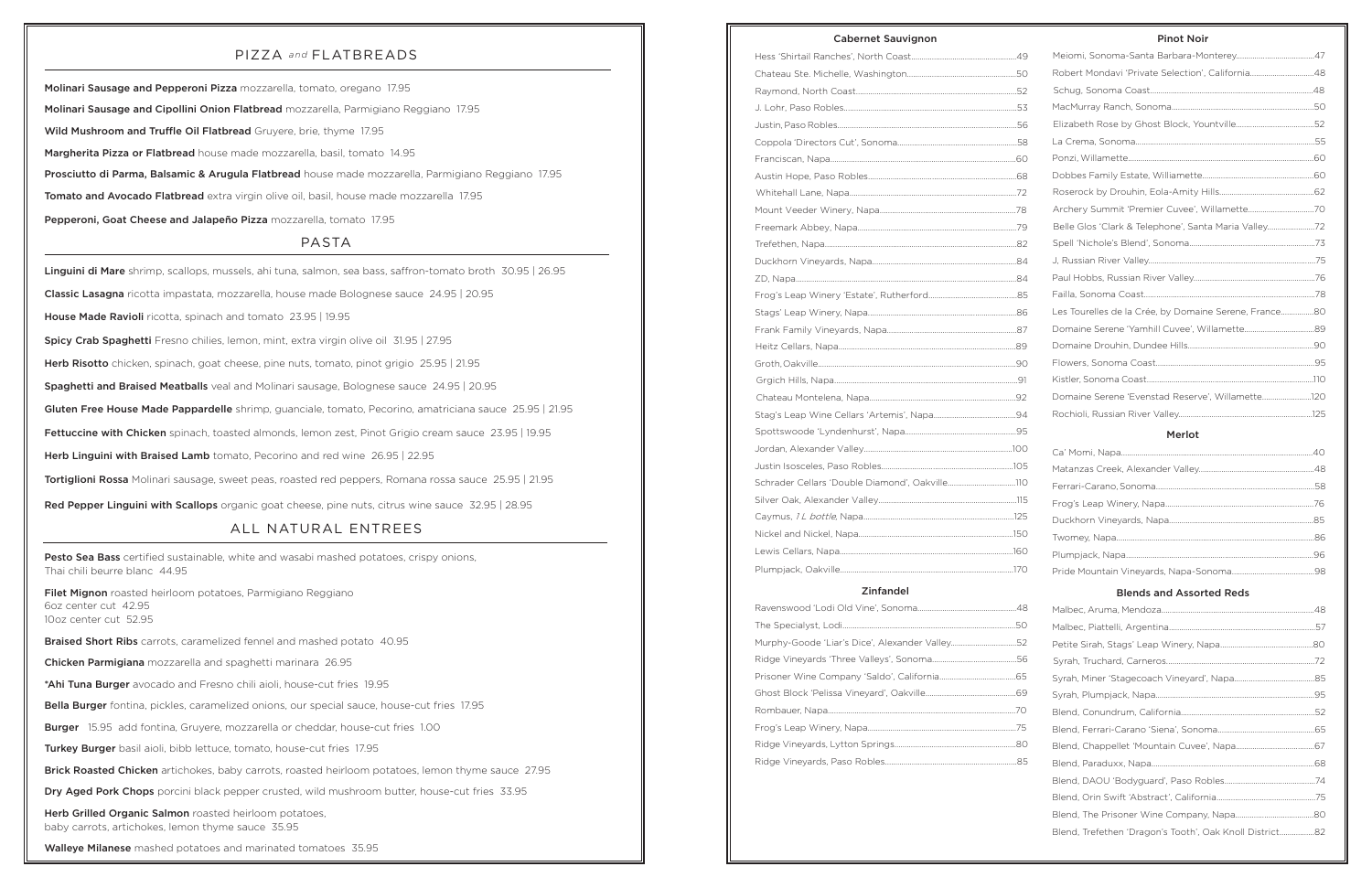## PIZZA *and* FLATBREADS

**Molinari Sausage and Pepperoni Pizza** mozzarella, tomato, oregano 17.95

**Molinari Sausage and Cipollini Onion Flatbread** mozzarella, Parmigiano Reggiano 17.95

**Wild Mushroom and Truffle Oil Flatbread** Gruyere, brie, thyme 17.95

**Margherita Pizza or Flatbread** house made mozzarella, basil, tomato 14.95

**Prosciutto di Parma, Balsamic & Arugula Flatbread** house made mozzarella, Parmigiano Reggiano 17.95

**Tomato and Avocado Flatbread** extra virgin olive oil, basil, house made mozzarella 17.95

**Pepperoni, Goat Cheese and Jalapeño Pizza** mozzarella, tomato 17.95

## PASTA

**Linguini di Mare** shrimp, scallops, mussels, ahi tuna, salmon, sea bass, saffron-tomato broth 30.95 | 26.95

**Classic Lasagna** ricotta impastata, mozzarella, house made Bolognese sauce 24.95 | 20.95

**House Made Ravioli** ricotta, spinach and tomato 23.95 | 19.95

**Spicy Crab Spaghetti** Fresno chilies, lemon, mint, extra virgin olive oil 31.95 | 27.95

**Herb Risotto** chicken, spinach, goat cheese, pine nuts, tomato, pinot grigio 25.95 | 21.95

**Spaghetti and Braised Meatballs** veal and Molinari sausage, Bolognese sauce 24.95 | 20.95

**Gluten Free House Made Pappardelle** shrimp, guanciale, tomato, Pecorino, amatriciana sauce 25.95 | 21.95

**Fettuccine with Chicken** spinach, toasted almonds, lemon zest, Pinot Grigio cream sauce 23.95 | 19.95

**Herb Linguini with Braised Lamb** tomato, Pecorino and red wine 26.95 | 22.95

**Tortiglioni Rossa** Molinari sausage, sweet peas, roasted red peppers, Romana rossa sauce 25.95 | 21.95

**Red Pepper Linguini with Scallops** organic goat cheese, pine nuts, citrus wine sauce 32.95 | 28.95

## ALL NATURAL ENTREES

**Pesto Sea Bass** certified sustainable, white and wasabi mashed potatoes, crispy onions, Thai chili beurre blanc 44.95

**Filet Mignon** roasted heirloom potatoes, Parmigiano Reggiano
6oz center cut 42.95
10oz center cut 52.95

**Braised Short Ribs** carrots, caramelized fennel and mashed potato 40.95

**Chicken Parmigiana** mozzarella and spaghetti marinara 26.95

**\*Ahi Tuna Burger** avocado and Fresno chili aioli, house-cut fries 19.95

**Bella Burger** fontina, pickles, caramelized onions, our special sauce, house-cut fries 17.95

**Burger** 15.95 add fontina, Gruyere, mozzarella or cheddar, house-cut fries 1.00

**Turkey Burger** basil aioli, bibb lettuce, tomato, house-cut fries 17.95

**Brick Roasted Chicken** artichokes, baby carrots, roasted heirloom potatoes, lemon thyme sauce 27.95

**Dry Aged Pork Chops** porcini black pepper crusted, wild mushroom butter, house-cut fries 33.95

**Herb Grilled Organic Salmon** roasted heirloom potatoes, baby carrots, artichokes, lemon thyme sauce 35.95

**Walleye Milanese** mashed potatoes and marinated tomatoes 35.95

### Cabernet Sauvignon

Hess 'Shirtail Ranches', North Coast....49
Chateau Ste. Michelle, Washington....50
Raymond, North Coast....52
J. Lohr, Paso Robles....53
Justin, Paso Robles....56
Coppola 'Directors Cut', Sonoma....58
Franciscan, Napa....60
Austin Hope, Paso Robles....68
Whitehall Lane, Napa....72
Mount Veeder Winery, Napa....78
Freemark Abbey, Napa....79
Trefethen, Napa....82
Duckhorn Vineyards, Napa....84
ZD, Napa....84
Frog's Leap Winery 'Estate', Rutherford....85
Stags' Leap Winery, Napa....86
Frank Family Vineyards, Napa....87
Heitz Cellars, Napa....89
Groth, Oakville....90
Grgich Hills, Napa....91
Chateau Montelena, Napa....92
Stag's Leap Wine Cellars 'Artemis', Napa....94
Spottswoode 'Lyndenhurst', Napa....95
Jordan, Alexander Valley....100
Justin Isosceles, Paso Robles....105
Schrader Cellars 'Double Diamond', Oakville....110
Silver Oak, Alexander Valley....115
Caymus, *1 L bottle*, Napa....125
Nickel and Nickel, Napa....150
Lewis Cellars, Napa....160
Plumpjack, Oakville....170

### Zinfandel

Ravenswood 'Lodi Old Vine', Sonoma....48
The Specialyst, Lodi....50
Murphy-Goode 'Liar's Dice', Alexander Valley....52
Ridge Vineyards 'Three Valleys', Sonoma....56
Prisoner Wine Company 'Saldo', California....65
Ghost Block 'Pelissa Vineyard', Oakville....69
Rombauer, Napa....70
Frog's Leap Winery, Napa....75
Ridge Vineyards, Lytton Springs....80
Ridge Vineyards, Paso Robles....85

### Pinot Noir

Meiomi, Sonoma-Santa Barbara-Monterey....47
Robert Mondavi 'Private Selection', California....48
Schug, Sonoma Coast....48
MacMurray Ranch, Sonoma....50
Elizabeth Rose by Ghost Block, Yountville....52
La Crema, Sonoma....55
Ponzi, Willamette....60
Dobbes Family Estate, Williamette....60
Roserock by Drouhin, Eola-Amity Hills....62
Archery Summit 'Premier Cuvee', Willamette....70
Belle Glos 'Clark & Telephone', Santa Maria Valley....72
Spell 'Nichole's Blend', Sonoma....73
J, Russian River Valley....75
Paul Hobbs, Russian River Valley....76
Failla, Sonoma Coast....78
Les Tourelles de la Crée, by Domaine Serene, France....80
Domaine Serene 'Yamhill Cuvee', Willamette....89
Domaine Drouhin, Dundee Hills....90
Flowers, Sonoma Coast....95
Kistler, Sonoma Coast....110
Domaine Serene 'Evenstad Reserve', Willamette....120
Rochioli, Russian River Valley....125

### Merlot

Ca' Momi, Napa....40
Matanzas Creek, Alexander Valley....48
Ferrari-Carano, Sonoma....58
Frog's Leap Winery, Napa....76
Duckhorn Vineyards, Napa....85
Twomey, Napa....86
Plumpjack, Napa....96
Pride Mountain Vineyards, Napa-Sonoma....98

### Blends and Assorted Reds

Malbec, Aruma, Mendoza....48
Malbec, Piattelli, Argentina....57
Petite Sirah, Stags' Leap Winery, Napa....80
Syrah, Truchard, Carneros....72
Syrah, Miner 'Stagecoach Vineyard', Napa....85
Syrah, Plumpjack, Napa....95
Blend, Conundrum, California....52
Blend, Ferrari-Carano 'Siena', Sonoma....65
Blend, Chappellet 'Mountain Cuvee', Napa....67
Blend, Paraduxx, Napa....68
Blend, DAOU 'Bodyguard', Paso Robles....74
Blend, Orin Swift 'Abstract', California....75
Blend, The Prisoner Wine Company, Napa....80
Blend, Trefethen 'Dragon's Tooth', Oak Knoll District....82